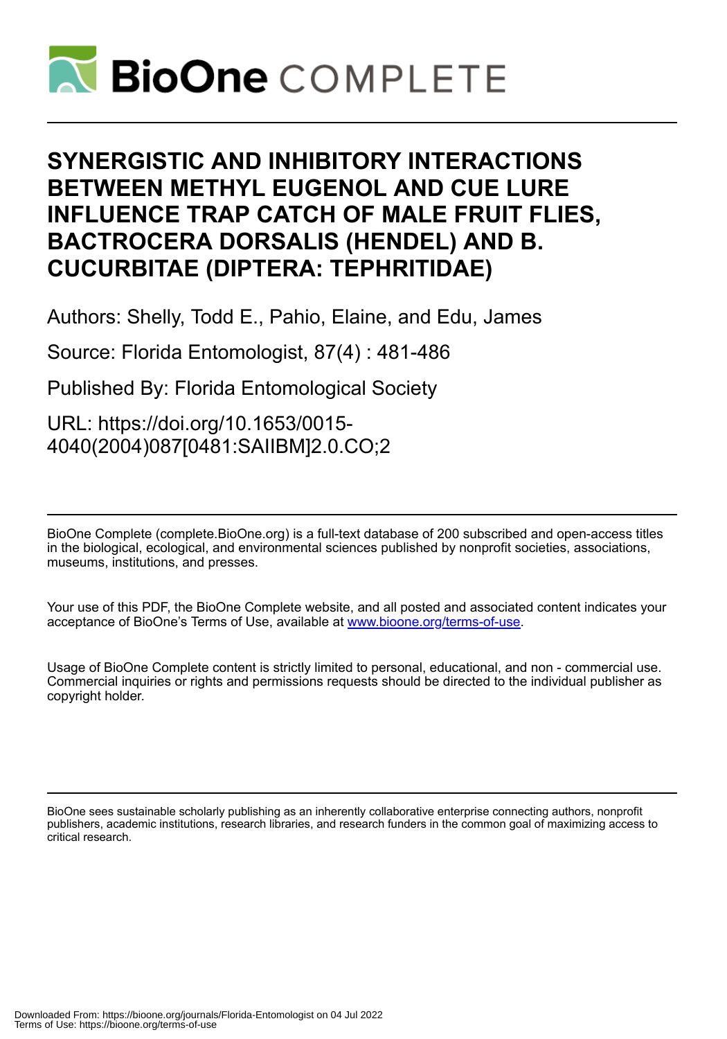# SYNERGISTIC AND INHIBITORY INTERACTIONS BETWEEN METHYL EUGENOL AND CUE LURE INFLUENCE TRAP CATCH OF MALE FRUIT FLIES, BACTROCERA DORSALIS (HENDEL) AND B. CUCURBITAE (DIPTERA: TEPHRITIDAE)

Authors: Shelly, Todd E., Pahio, Elaine, and Edu, James

Source: Florida Entomologist, 87(4) : 481-486

Published By: Florida Entomological Society

URL: https://doi.org/10.1653/0015-4040(2004)087[0481:SAIIBM]2.0.CO;2

BioOne Complete (complete.BioOne.org) is a full-text database of 200 subscribed and open-access titles in the biological, ecological, and environmental sciences published by nonprofit societies, associations, museums, institutions, and presses.

Your use of this PDF, the BioOne Complete website, and all posted and associated content indicates your acceptance of BioOne's Terms of Use, available at www.bioone.org/terms-of-use.

Usage of BioOne Complete content is strictly limited to personal, educational, and non - commercial use. Commercial inquiries or rights and permissions requests should be directed to the individual publisher as copyright holder.

BioOne sees sustainable scholarly publishing as an inherently collaborative enterprise connecting authors, nonprofit publishers, academic institutions, research libraries, and research funders in the common goal of maximizing access to critical research.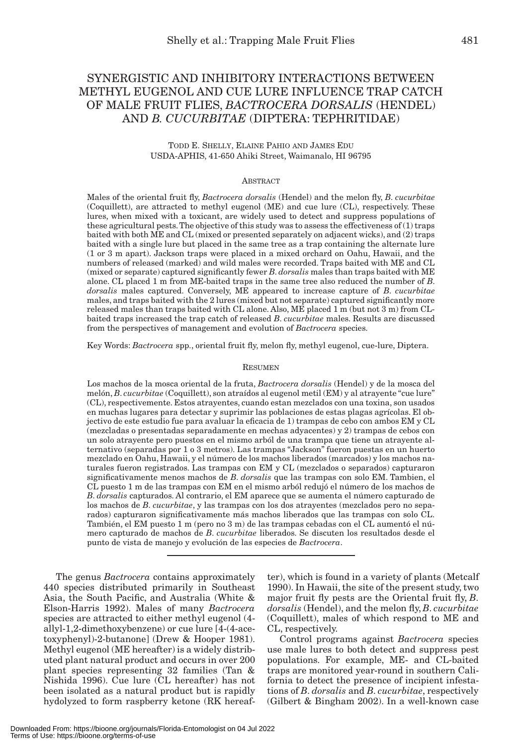# SYNERGISTIC AND INHIBITORY INTERACTIONS BETWEEN METHYL EUGENOL AND CUE LURE INFLUENCE TRAP CATCH OF MALE FRUIT FLIES, *BACTROCERA DORSALIS* (HENDEL) AND *B. CUCURBITAE* (DIPTERA: TEPHRITIDAE)

TODD E. SHELLY, ELAINE PAHIO AND JAMES EDU
USDA-APHIS, 41-650 Ahiki Street, Waimanalo, HI 96795

## ABSTRACT

Males of the oriental fruit fly, *Bactrocera dorsalis* (Hendel) and the melon fly, *B. cucurbitae* (Coquillett), are attracted to methyl eugenol (ME) and cue lure (CL), respectively. These lures, when mixed with a toxicant, are widely used to detect and suppress populations of these agricultural pests. The objective of this study was to assess the effectiveness of (1) traps baited with both ME and CL (mixed or presented separately on adjacent wicks), and (2) traps baited with a single lure but placed in the same tree as a trap containing the alternate lure (1 or 3 m apart). Jackson traps were placed in a mixed orchard on Oahu, Hawaii, and the numbers of released (marked) and wild males were recorded. Traps baited with ME and CL (mixed or separate) captured significantly fewer *B. dorsalis* males than traps baited with ME alone. CL placed 1 m from ME-baited traps in the same tree also reduced the number of *B. dorsalis* males captured. Conversely, ME appeared to increase capture of *B. cucurbitae* males, and traps baited with the 2 lures (mixed but not separate) captured significantly more released males than traps baited with CL alone. Also, ME placed 1 m (but not 3 m) from CL-baited traps increased the trap catch of released *B. cucurbitae* males. Results are discussed from the perspectives of management and evolution of *Bactrocera* species.

Key Words: *Bactrocera* spp., oriental fruit fly, melon fly, methyl eugenol, cue-lure, Diptera.

## RESUMEN

Los machos de la mosca oriental de la fruta, *Bactrocera dorsalis* (Hendel) y de la mosca del melón, *B. cucurbitae* (Coquillett), son atraídos al eugenol metil (EM) y al atrayente "cue lure" (CL), respectivemente. Estos atrayentes, cuando estan mezclados con una toxina, son usados en muchas lugares para detectar y suprimir las poblaciones de estas plagas agrícolas. El objectivo de este estudio fue para avaluar la eficacia de 1) trampas de cebo con ambos EM y CL (mezcladas o presentadas separadamente en mechas adyacentes) y 2) trampas de cebos con un solo atrayente pero puestos en el mismo arból de una trampa que tiene un atrayente alternativo (separadas por 1 o 3 metros). Las trampas "Jackson" fueron puestas en un huerto mezclado en Oahu, Hawaii, y el número de los machos liberados (marcados) y los machos naturales fueron registrados. Las trampas con EM y CL (mezclados o separados) capturaron significativamente menos machos de *B. dorsalis* que las trampas con solo EM. Tambien, el CL puesto 1 m de las trampas con EM en el mismo arból redujó el número de los machos de *B. dorsalis* capturados. Al contrario, el EM aparece que se aumenta el número capturado de los machos de *B. cucurbitae*, y las trampas con los dos atrayentes (mezclados pero no separados) capturaron significativamente más machos liberados que las trampas con solo CL. También, el EM puesto 1 m (pero no 3 m) de las trampas cebadas con el CL aumentó el número capturado de machos de *B. cucurbitae* liberados. Se discuten los resultados desde el punto de vista de manejo y evolución de las especies de *Bactrocera*.

The genus *Bactrocera* contains approximately 440 species distributed primarily in Southeast Asia, the South Pacific, and Australia (White & Elson-Harris 1992). Males of many *Bactrocera* species are attracted to either methyl eugenol (4-allyl-1,2-dimethoxybenzene) or cue lure [4-(4-acetoxyphenyl)-2-butanone] (Drew & Hooper 1981). Methyl eugenol (ME hereafter) is a widely distributed plant natural product and occurs in over 200 plant species representing 32 families (Tan & Nishida 1996). Cue lure (CL hereafter) has not been isolated as a natural product but is rapidly hydrolyzed to form raspberry ketone (RK hereafter), which is found in a variety of plants (Metcalf 1990). In Hawaii, the site of the present study, two major fruit fly pests are the Oriental fruit fly, *B. dorsalis* (Hendel), and the melon fly, *B. cucurbitae* (Coquillett), males of which respond to ME and CL, respectively.

Control programs against *Bactrocera* species use male lures to both detect and suppress pest populations. For example, ME- and CL-baited traps are monitored year-round in southern California to detect the presence of incipient infestations of *B. dorsalis* and *B. cucurbitae*, respectively (Gilbert & Bingham 2002). In a well-known case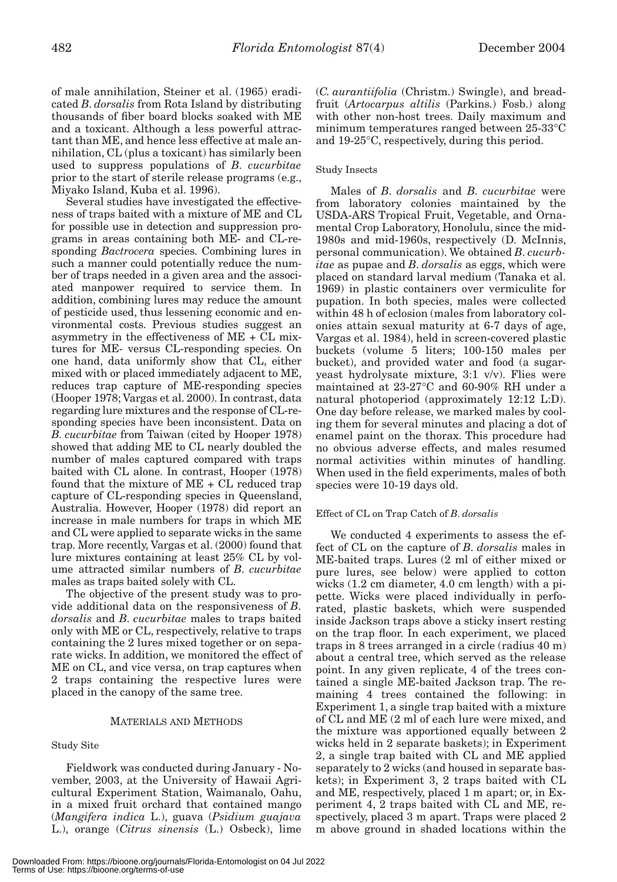of male annihilation, Steiner et al. (1965) eradicated *B. dorsalis* from Rota Island by distributing thousands of fiber board blocks soaked with ME and a toxicant. Although a less powerful attractant than ME, and hence less effective at male annihilation, CL (plus a toxicant) has similarly been used to suppress populations of *B. cucurbitae* prior to the start of sterile release programs (e.g., Miyako Island, Kuba et al. 1996).

Several studies have investigated the effectiveness of traps baited with a mixture of ME and CL for possible use in detection and suppression programs in areas containing both ME- and CL-responding *Bactrocera* species. Combining lures in such a manner could potentially reduce the number of traps needed in a given area and the associated manpower required to service them. In addition, combining lures may reduce the amount of pesticide used, thus lessening economic and environmental costs. Previous studies suggest an asymmetry in the effectiveness of ME + CL mixtures for ME- versus CL-responding species. On one hand, data uniformly show that CL, either mixed with or placed immediately adjacent to ME, reduces trap capture of ME-responding species (Hooper 1978; Vargas et al. 2000). In contrast, data regarding lure mixtures and the response of CL-responding species have been inconsistent. Data on *B. cucurbitae* from Taiwan (cited by Hooper 1978) showed that adding ME to CL nearly doubled the number of males captured compared with traps baited with CL alone. In contrast, Hooper (1978) found that the mixture of ME + CL reduced trap capture of CL-responding species in Queensland, Australia. However, Hooper (1978) did report an increase in male numbers for traps in which ME and CL were applied to separate wicks in the same trap. More recently, Vargas et al. (2000) found that lure mixtures containing at least 25% CL by volume attracted similar numbers of *B. cucurbitae* males as traps baited solely with CL.

The objective of the present study was to provide additional data on the responsiveness of *B. dorsalis* and *B. cucurbitae* males to traps baited only with ME or CL, respectively, relative to traps containing the 2 lures mixed together or on separate wicks. In addition, we monitored the effect of ME on CL, and vice versa, on trap captures when 2 traps containing the respective lures were placed in the canopy of the same tree.

## MATERIALS AND METHODS

### Study Site

Fieldwork was conducted during January - November, 2003, at the University of Hawaii Agricultural Experiment Station, Waimanalo, Oahu, in a mixed fruit orchard that contained mango (*Mangifera indica* L.), guava (*Psidium guajava* L.), orange (*Citrus sinensis* (L.) Osbeck), lime (*C. aurantiifolia* (Christm.) Swingle), and breadfruit (*Artocarpus altilis* (Parkins.) Fosb.) along with other non-host trees. Daily maximum and minimum temperatures ranged between 25-33°C and 19-25°C, respectively, during this period.

### Study Insects

Males of *B. dorsalis* and *B. cucurbitae* were from laboratory colonies maintained by the USDA-ARS Tropical Fruit, Vegetable, and Ornamental Crop Laboratory, Honolulu, since the mid-1980s and mid-1960s, respectively (D. McInnis, personal communication). We obtained *B. cucurbitae* as pupae and *B. dorsalis* as eggs, which were placed on standard larval medium (Tanaka et al. 1969) in plastic containers over vermiculite for pupation. In both species, males were collected within 48 h of eclosion (males from laboratory colonies attain sexual maturity at 6-7 days of age, Vargas et al. 1984), held in screen-covered plastic buckets (volume 5 liters; 100-150 males per bucket), and provided water and food (a sugar-yeast hydrolysate mixture, 3:1 v/v). Flies were maintained at 23-27°C and 60-90% RH under a natural photoperiod (approximately 12:12 L:D). One day before release, we marked males by cooling them for several minutes and placing a dot of enamel paint on the thorax. This procedure had no obvious adverse effects, and males resumed normal activities within minutes of handling. When used in the field experiments, males of both species were 10-19 days old.

### Effect of CL on Trap Catch of *B. dorsalis*

We conducted 4 experiments to assess the effect of CL on the capture of *B. dorsalis* males in ME-baited traps. Lures (2 ml of either mixed or pure lures, see below) were applied to cotton wicks (1.2 cm diameter, 4.0 cm length) with a pipette. Wicks were placed individually in perforated, plastic baskets, which were suspended inside Jackson traps above a sticky insert resting on the trap floor. In each experiment, we placed traps in 8 trees arranged in a circle (radius 40 m) about a central tree, which served as the release point. In any given replicate, 4 of the trees contained a single ME-baited Jackson trap. The remaining 4 trees contained the following: in Experiment 1, a single trap baited with a mixture of CL and ME (2 ml of each lure were mixed, and the mixture was apportioned equally between 2 wicks held in 2 separate baskets); in Experiment 2, a single trap baited with CL and ME applied separately to 2 wicks (and housed in separate baskets); in Experiment 3, 2 traps baited with CL and ME, respectively, placed 1 m apart; or, in Experiment 4, 2 traps baited with CL and ME, respectively, placed 3 m apart. Traps were placed 2 m above ground in shaded locations within the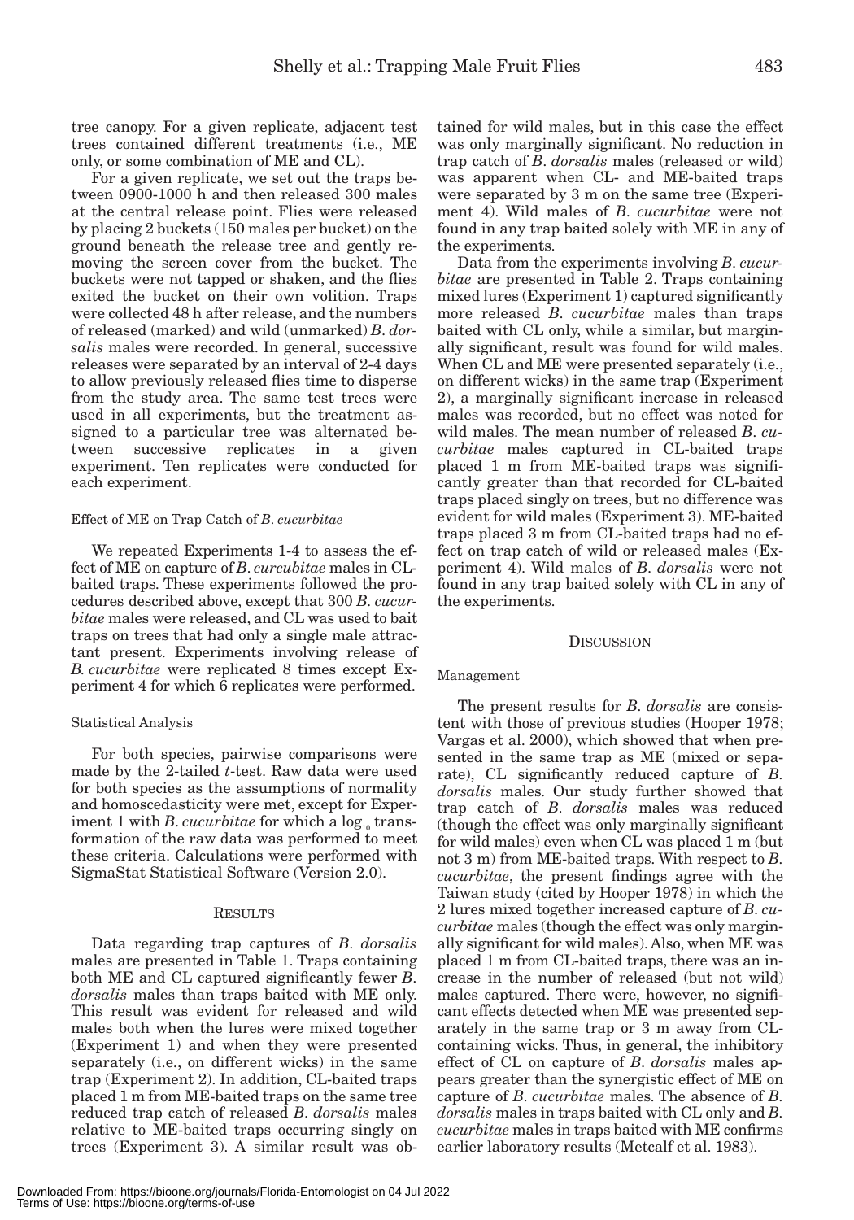tree canopy. For a given replicate, adjacent test trees contained different treatments (i.e., ME only, or some combination of ME and CL).

For a given replicate, we set out the traps between 0900-1000 h and then released 300 males at the central release point. Flies were released by placing 2 buckets (150 males per bucket) on the ground beneath the release tree and gently removing the screen cover from the bucket. The buckets were not tapped or shaken, and the flies exited the bucket on their own volition. Traps were collected 48 h after release, and the numbers of released (marked) and wild (unmarked) *B. dorsalis* males were recorded. In general, successive releases were separated by an interval of 2-4 days to allow previously released flies time to disperse from the study area. The same test trees were used in all experiments, but the treatment assigned to a particular tree was alternated between successive replicates in a given experiment. Ten replicates were conducted for each experiment.

#### Effect of ME on Trap Catch of *B. cucurbitae*

We repeated Experiments 1-4 to assess the effect of ME on capture of *B. curcurbitae* males in CL-baited traps. These experiments followed the procedures described above, except that 300 *B. cucurbitae* males were released, and CL was used to bait traps on trees that had only a single male attractant present. Experiments involving release of *B. cucurbitae* were replicated 8 times except Experiment 4 for which 6 replicates were performed.

#### Statistical Analysis

For both species, pairwise comparisons were made by the 2-tailed *t*-test. Raw data were used for both species as the assumptions of normality and homoscedasticity were met, except for Experiment 1 with *B. cucurbitae* for which a $\log_{10}$ transformation of the raw data was performed to meet these criteria. Calculations were performed with SigmaStat Statistical Software (Version 2.0).

## RESULTS

Data regarding trap captures of *B. dorsalis* males are presented in Table 1. Traps containing both ME and CL captured significantly fewer *B. dorsalis* males than traps baited with ME only. This result was evident for released and wild males both when the lures were mixed together (Experiment 1) and when they were presented separately (i.e., on different wicks) in the same trap (Experiment 2). In addition, CL-baited traps placed 1 m from ME-baited traps on the same tree reduced trap catch of released *B. dorsalis* males relative to ME-baited traps occurring singly on trees (Experiment 3). A similar result was obtained for wild males, but in this case the effect was only marginally significant. No reduction in trap catch of *B. dorsalis* males (released or wild) was apparent when CL- and ME-baited traps were separated by 3 m on the same tree (Experiment 4). Wild males of *B. cucurbitae* were not found in any trap baited solely with ME in any of the experiments.

Data from the experiments involving *B. cucurbitae* are presented in Table 2. Traps containing mixed lures (Experiment 1) captured significantly more released *B. cucurbitae* males than traps baited with CL only, while a similar, but marginally significant, result was found for wild males. When CL and ME were presented separately (i.e., on different wicks) in the same trap (Experiment 2), a marginally significant increase in released males was recorded, but no effect was noted for wild males. The mean number of released *B. cucurbitae* males captured in CL-baited traps placed 1 m from ME-baited traps was significantly greater than that recorded for CL-baited traps placed singly on trees, but no difference was evident for wild males (Experiment 3). ME-baited traps placed 3 m from CL-baited traps had no effect on trap catch of wild or released males (Experiment 4). Wild males of *B. dorsalis* were not found in any trap baited solely with CL in any of the experiments.

## DISCUSSION

#### Management

The present results for *B. dorsalis* are consistent with those of previous studies (Hooper 1978; Vargas et al. 2000), which showed that when presented in the same trap as ME (mixed or separate), CL significantly reduced capture of *B. dorsalis* males. Our study further showed that trap catch of *B. dorsalis* males was reduced (though the effect was only marginally significant for wild males) even when CL was placed 1 m (but not 3 m) from ME-baited traps. With respect to *B. cucurbitae*, the present findings agree with the Taiwan study (cited by Hooper 1978) in which the 2 lures mixed together increased capture of *B. cucurbitae* males (though the effect was only marginally significant for wild males). Also, when ME was placed 1 m from CL-baited traps, there was an increase in the number of released (but not wild) males captured. There were, however, no significant effects detected when ME was presented separately in the same trap or 3 m away from CL-containing wicks. Thus, in general, the inhibitory effect of CL on capture of *B. dorsalis* males appears greater than the synergistic effect of ME on capture of *B. cucurbitae* males. The absence of *B. dorsalis* males in traps baited with CL only and *B. cucurbitae* males in traps baited with ME confirms earlier laboratory results (Metcalf et al. 1983).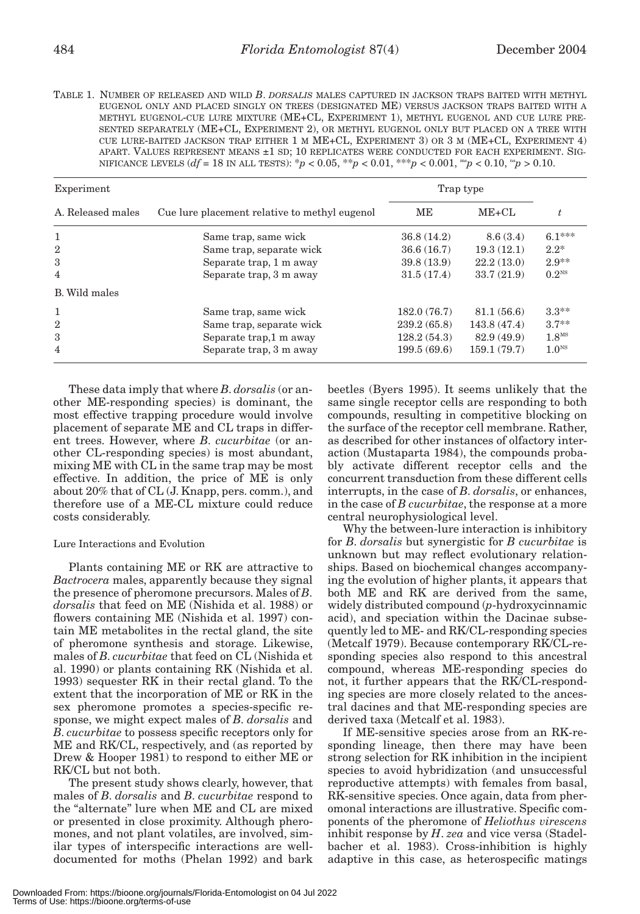TABLE 1. NUMBER OF RELEASED AND WILD *B. DORSALIS* MALES CAPTURED IN JACKSON TRAPS BAITED WITH METHYL EUGENOL ONLY AND PLACED SINGLY ON TREES (DESIGNATED ME) VERSUS JACKSON TRAPS BAITED WITH A METHYL EUGENOL-CUE LURE MIXTURE (ME+CL, EXPERIMENT 1), METHYL EUGENOL AND CUE LURE PRESENTED SEPARATELY (ME+CL, EXPERIMENT 2), OR METHYL EUGENOL ONLY BUT PLACED ON A TREE WITH CUE LURE-BAITED JACKSON TRAP EITHER 1 M (ME+CL, EXPERIMENT 3) OR 3 M (ME+CL, EXPERIMENT 4) APART. VALUES REPRESENT MEANS ±1 SD; 10 REPLICATES WERE CONDUCTED FOR EACH EXPERIMENT. SIGNIFICANCE LEVELS ($df$ = 18 IN ALL TESTS): *$p < 0.05$, **$p < 0.01$, ***$p < 0.001$, [ms]$p < 0.10$, [ns]$p > 0.10$.

| Experiment | | Trap type | | |
|---|---|---|---|---|
| A. Released males | Cue lure placement relative to methyl eugenol | ME | ME+CL | $t$ |
| 1 | Same trap, same wick | 36.8 (14.2) | 8.6 (3.4) | 6.1*** |
| 2 | Same trap, separate wick | 36.6 (16.7) | 19.3 (12.1) | 2.2* |
| 3 | Separate trap, 1 m away | 39.8 (13.9) | 22.2 (13.0) | 2.9** |
| 4 | Separate trap, 3 m away | 31.5 (17.4) | 33.7 (21.9) | 0.2[NS] |
| B. Wild males | | | | |
| 1 | Same trap, same wick | 182.0 (76.7) | 81.1 (56.6) | 3.3** |
| 2 | Same trap, separate wick | 239.2 (65.8) | 143.8 (47.4) | 3.7** |
| 3 | Separate trap,1 m away | 128.2 (54.3) | 82.9 (49.9) | 1.8[MS] |
| 4 | Separate trap, 3 m away | 199.5 (69.6) | 159.1 (79.7) | 1.0[NS] |

These data imply that where *B. dorsalis* (or another ME-responding species) is dominant, the most effective trapping procedure would involve placement of separate ME and CL traps in different trees. However, where *B. cucurbitae* (or another CL-responding species) is most abundant, mixing ME with CL in the same trap may be most effective. In addition, the price of ME is only about 20% that of CL (J. Knapp, pers. comm.), and therefore use of a ME-CL mixture could reduce costs considerably.

### Lure Interactions and Evolution

Plants containing ME or RK are attractive to *Bactrocera* males, apparently because they signal the presence of pheromone precursors. Males of *B. dorsalis* that feed on ME (Nishida et al. 1988) or flowers containing ME (Nishida et al. 1997) contain ME metabolites in the rectal gland, the site of pheromone synthesis and storage. Likewise, males of *B. cucurbitae* that feed on CL (Nishida et al. 1990) or plants containing RK (Nishida et al. 1993) sequester RK in their rectal gland. To the extent that the incorporation of ME or RK in the sex pheromone promotes a species-specific response, we might expect males of *B. dorsalis* and *B. cucurbitae* to possess specific receptors only for ME and RK/CL, respectively, and (as reported by Drew & Hooper 1981) to respond to either ME or RK/CL but not both.

The present study shows clearly, however, that males of *B. dorsalis* and *B. cucurbitae* respond to the "alternate" lure when ME and CL are mixed or presented in close proximity. Although pheromones, and not plant volatiles, are involved, similar types of interspecific interactions are well-documented for moths (Phelan 1992) and bark beetles (Byers 1995). It seems unlikely that the same single receptor cells are responding to both compounds, resulting in competitive blocking on the surface of the receptor cell membrane. Rather, as described for other instances of olfactory interaction (Mustaparta 1984), the compounds probably activate different receptor cells and the concurrent transduction from these different cells interrupts, in the case of *B. dorsalis*, or enhances, in the case of *B cucurbitae*, the response at a more central neurophysiological level.

Why the between-lure interaction is inhibitory for *B. dorsalis* but synergistic for *B cucurbitae* is unknown but may reflect evolutionary relationships. Based on biochemical changes accompanying the evolution of higher plants, it appears that both ME and RK are derived from the same, widely distributed compound (*p*-hydroxycinnamic acid), and speciation within the Dacinae subsequently led to ME- and RK/CL-responding species (Metcalf 1979). Because contemporary RK/CL-responding species also respond to this ancestral compound, whereas ME-responding species do not, it further appears that the RK/CL-responding species are more closely related to the ancestral dacines and that ME-responding species are derived taxa (Metcalf et al. 1983).

If ME-sensitive species arose from an RK-responding lineage, then there may have been strong selection for RK inhibition in the incipient species to avoid hybridization (and unsuccessful reproductive attempts) with females from basal, RK-sensitive species. Once again, data from pheromonal interactions are illustrative. Specific components of the pheromone of *Heliothus virescens* inhibit response by *H. zea* and vice versa (Stadelbacher et al. 1983). Cross-inhibition is highly adaptive in this case, as heterospecific matings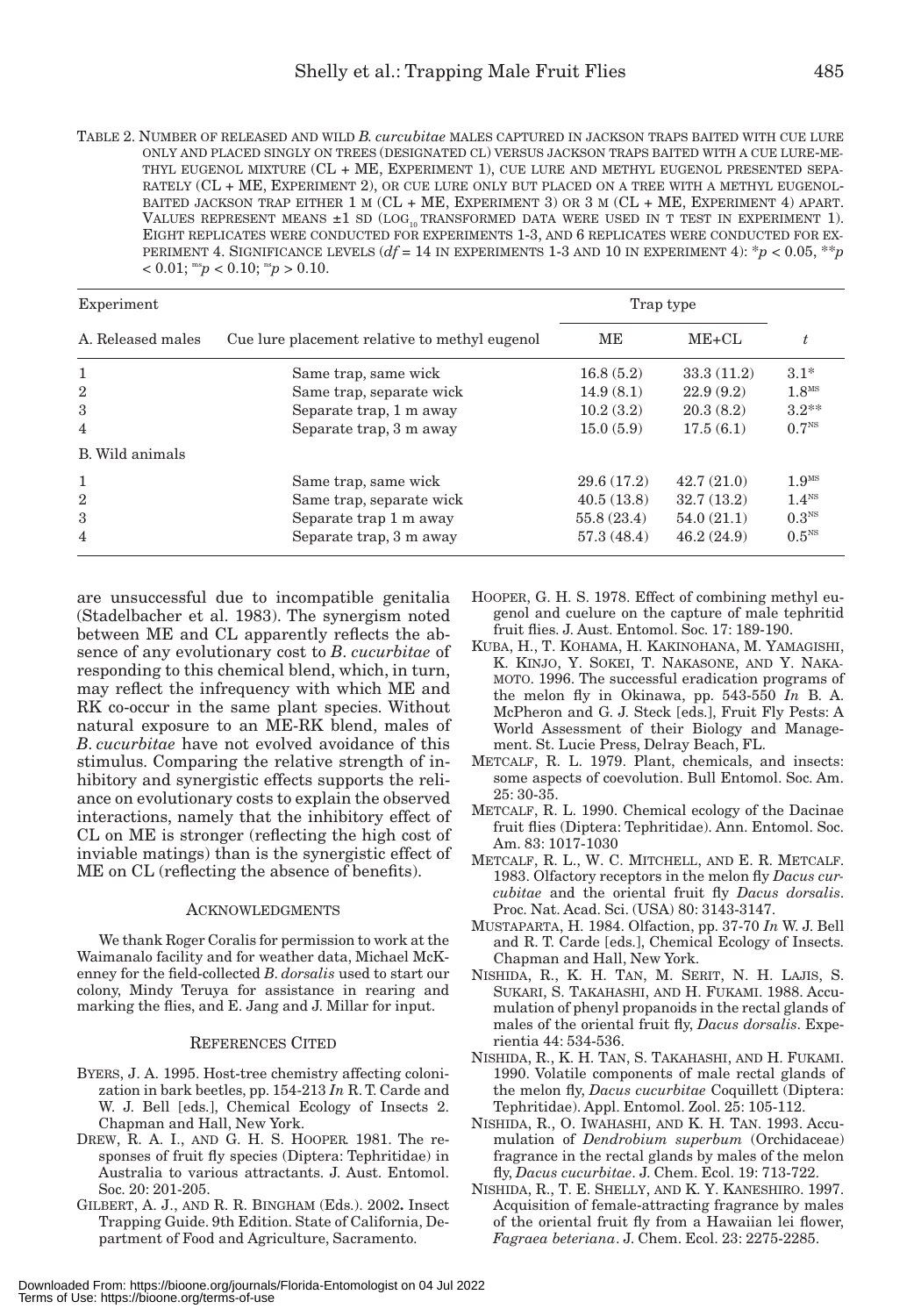TABLE 2. NUMBER OF RELEASED AND WILD *B. CUCURBITAE* MALES CAPTURED IN JACKSON TRAPS BAITED WITH CUE LURE ONLY AND PLACED SINGLY ON TREES (DESIGNATED CL) VERSUS JACKSON TRAPS BAITED WITH A CUE LURE-METHYL EUGENOL MIXTURE (CL + ME, EXPERIMENT 1), CUE LURE AND METHYL EUGENOL PRESENTED SEPARATELY (CL + ME, EXPERIMENT 2), OR CUE LURE ONLY BUT PLACED ON A TREE WITH A METHYL EUGENOL-BAITED JACKSON TRAP EITHER 1 M (CL + ME, EXPERIMENT 3) OR 3 M (CL + ME, EXPERIMENT 4) APART. VALUES REPRESENT MEANS ±1 SD ($LOG_{10}$ TRANSFORMED DATA WERE USED IN T TEST IN EXPERIMENT 1). EIGHT REPLICATES WERE CONDUCTED FOR EXPERIMENTS 1-3, AND 6 REPLICATES WERE CONDUCTED FOR EXPERIMENT 4. SIGNIFICANCE LEVELS (*df* = 14 IN EXPERIMENTS 1-3 AND 10 IN EXPERIMENT 4): *$p < 0.05$, **$p < 0.01$; $^{ms}p < 0.10$; $^{ns}p > 0.10$.

| Experiment | | Trap type | | |
|---|---|---|---|---|
| A. Released males | Cue lure placement relative to methyl eugenol | ME | ME+CL | *t* |
| 1 | Same trap, same wick | 16.8 (5.2) | 33.3 (11.2) | 3.1* |
| 2 | Same trap, separate wick | 14.9 (8.1) | 22.9 (9.2) | $1.8^{MS}$ |
| 3 | Separate trap, 1 m away | 10.2 (3.2) | 20.3 (8.2) | 3.2** |
| 4 | Separate trap, 3 m away | 15.0 (5.9) | 17.5 (6.1) | $0.7^{NS}$ |
| B. Wild animals | | | | |
| 1 | Same trap, same wick | 29.6 (17.2) | 42.7 (21.0) | $1.9^{MS}$ |
| 2 | Same trap, separate wick | 40.5 (13.8) | 32.7 (13.2) | $1.4^{NS}$ |
| 3 | Separate trap 1 m away | 55.8 (23.4) | 54.0 (21.1) | $0.3^{NS}$ |
| 4 | Separate trap, 3 m away | 57.3 (48.4) | 46.2 (24.9) | $0.5^{NS}$ |

are unsuccessful due to incompatible genitalia (Stadelbacher et al. 1983). The synergism noted between ME and CL apparently reflects the absence of any evolutionary cost to *B. cucurbitae* of responding to this chemical blend, which, in turn, may reflect the infrequency with which ME and RK co-occur in the same plant species. Without natural exposure to an ME-RK blend, males of *B. cucurbitae* have not evolved avoidance of this stimulus. Comparing the relative strength of inhibitory and synergistic effects supports the reliance on evolutionary costs to explain the observed interactions, namely that the inhibitory effect of CL on ME is stronger (reflecting the high cost of inviable matings) than is the synergistic effect of ME on CL (reflecting the absence of benefits).

## ACKNOWLEDGMENTS

We thank Roger Coralis for permission to work at the Waimanalo facility and for weather data, Michael McKenney for the field-collected *B. dorsalis* used to start our colony, Mindy Teruya for assistance in rearing and marking the flies, and E. Jang and J. Millar for input.

## REFERENCES CITED

BYERS, J. A. 1995. Host-tree chemistry affecting colonization in bark beetles, pp. 154-213 *In* R. T. Carde and W. J. Bell [eds.], Chemical Ecology of Insects 2. Chapman and Hall, New York.

DREW, R. A. I., AND G. H. S. HOOPER. 1981. The responses of fruit fly species (Diptera: Tephritidae) in Australia to various attractants. J. Aust. Entomol. Soc. 20: 201-205.

GILBERT, A. J., AND R. R. BINGHAM (Eds.). 2002**.** Insect Trapping Guide. 9th Edition. State of California, Department of Food and Agriculture, Sacramento.

HOOPER, G. H. S. 1978. Effect of combining methyl eugenol and cuelure on the capture of male tephritid fruit flies. J. Aust. Entomol. Soc. 17: 189-190.

KUBA, H., T. KOHAMA, H. KAKINOHANA, M. YAMAGISHI, K. KINJO, Y. SOKEI, T. NAKASONE, AND Y. NAKAMOTO. 1996. The successful eradication programs of the melon fly in Okinawa, pp. 543-550 *In* B. A. McPheron and G. J. Steck [eds.], Fruit Fly Pests: A World Assessment of their Biology and Management. St. Lucie Press, Delray Beach, FL.

METCALF, R. L. 1979. Plant, chemicals, and insects: some aspects of coevolution. Bull Entomol. Soc. Am. 25: 30-35.

METCALF, R. L. 1990. Chemical ecology of the Dacinae fruit flies (Diptera: Tephritidae). Ann. Entomol. Soc. Am. 83: 1017-1030

METCALF, R. L., W. C. MITCHELL, AND E. R. METCALF. 1983. Olfactory receptors in the melon fly *Dacus cucurbitae* and the oriental fruit fly *Dacus dorsalis*. Proc. Nat. Acad. Sci. (USA) 80: 3143-3147.

MUSTAPARTA, H. 1984. Olfaction, pp. 37-70 *In* W. J. Bell and R. T. Carde [eds.], Chemical Ecology of Insects. Chapman and Hall, New York.

NISHIDA, R., K. H. TAN, M. SERIT, N. H. LAJIS, S. SUKARI, S. TAKAHASHI, AND H. FUKAMI. 1988. Accumulation of phenyl propanoids in the rectal glands of males of the oriental fruit fly, *Dacus dorsalis*. Experientia 44: 534-536.

NISHIDA, R., K. H. TAN, S. TAKAHASHI, AND H. FUKAMI. 1990. Volatile components of male rectal glands of the melon fly, *Dacus cucurbitae* Coquillett (Diptera: Tephritidae). Appl. Entomol. Zool. 25: 105-112.

NISHIDA, R., O. IWAHASHI, AND K. H. TAN. 1993. Accumulation of *Dendrobium superbum* (Orchidaceae) fragrance in the rectal glands by males of the melon fly, *Dacus cucurbitae*. J. Chem. Ecol. 19: 713-722.

NISHIDA, R., T. E. SHELLY, AND K. Y. KANESHIRO. 1997. Acquisition of female-attracting fragrance by males of the oriental fruit fly from a Hawaiian lei flower, *Fagraea beteriana*. J. Chem. Ecol. 23: 2275-2285.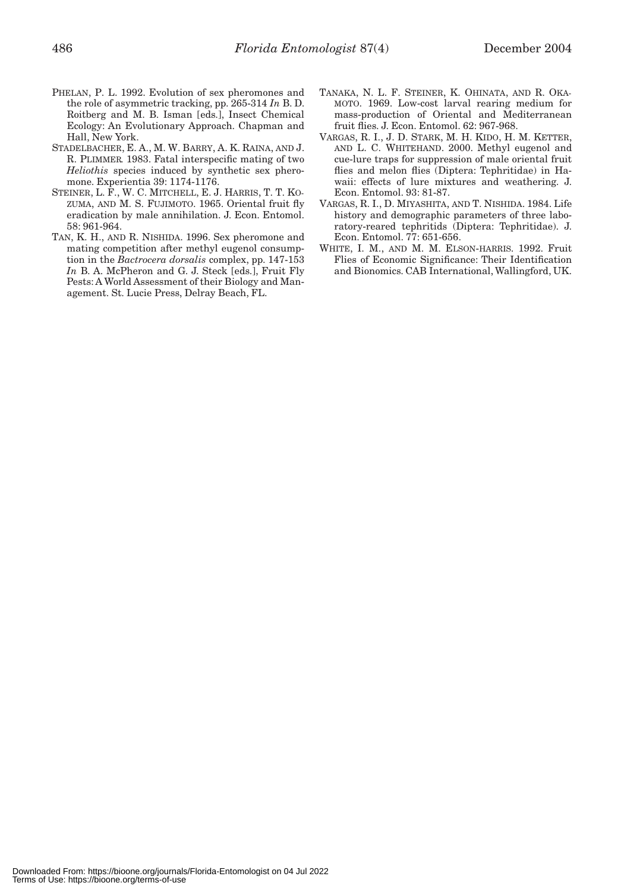PHELAN, P. L. 1992. Evolution of sex pheromones and the role of asymmetric tracking, pp. 265-314 *In* B. D. Roitberg and M. B. Isman [eds.], Insect Chemical Ecology: An Evolutionary Approach. Chapman and Hall, New York.

STADELBACHER, E. A., M. W. BARRY, A. K. RAINA, AND J. R. PLIMMER. 1983. Fatal interspecific mating of two *Heliothis* species induced by synthetic sex pheromone. Experientia 39: 1174-1176.

STEINER, L. F., W. C. MITCHELL, E. J. HARRIS, T. T. KOZUMA, AND M. S. FUJIMOTO. 1965. Oriental fruit fly eradication by male annihilation. J. Econ. Entomol. 58: 961-964.

TAN, K. H., AND R. NISHIDA. 1996. Sex pheromone and mating competition after methyl eugenol consumption in the *Bactrocera dorsalis* complex, pp. 147-153 *In* B. A. McPheron and G. J. Steck [eds.], Fruit Fly Pests: A World Assessment of their Biology and Management. St. Lucie Press, Delray Beach, FL.

TANAKA, N. L. F. STEINER, K. OHINATA, AND R. OKAMOTO. 1969. Low-cost larval rearing medium for mass-production of Oriental and Mediterranean fruit flies. J. Econ. Entomol. 62: 967-968.

VARGAS, R. I., J. D. STARK, M. H. KIDO, H. M. KETTER, AND L. C. WHITEHAND. 2000. Methyl eugenol and cue-lure traps for suppression of male oriental fruit flies and melon flies (Diptera: Tephritidae) in Hawaii: effects of lure mixtures and weathering. J. Econ. Entomol. 93: 81-87.

VARGAS, R. I., D. MIYASHITA, AND T. NISHIDA. 1984. Life history and demographic parameters of three laboratory-reared tephritids (Diptera: Tephritidae). J. Econ. Entomol. 77: 651-656.

WHITE, I. M., AND M. M. ELSON-HARRIS. 1992. Fruit Flies of Economic Significance: Their Identification and Bionomics. CAB International, Wallingford, UK.